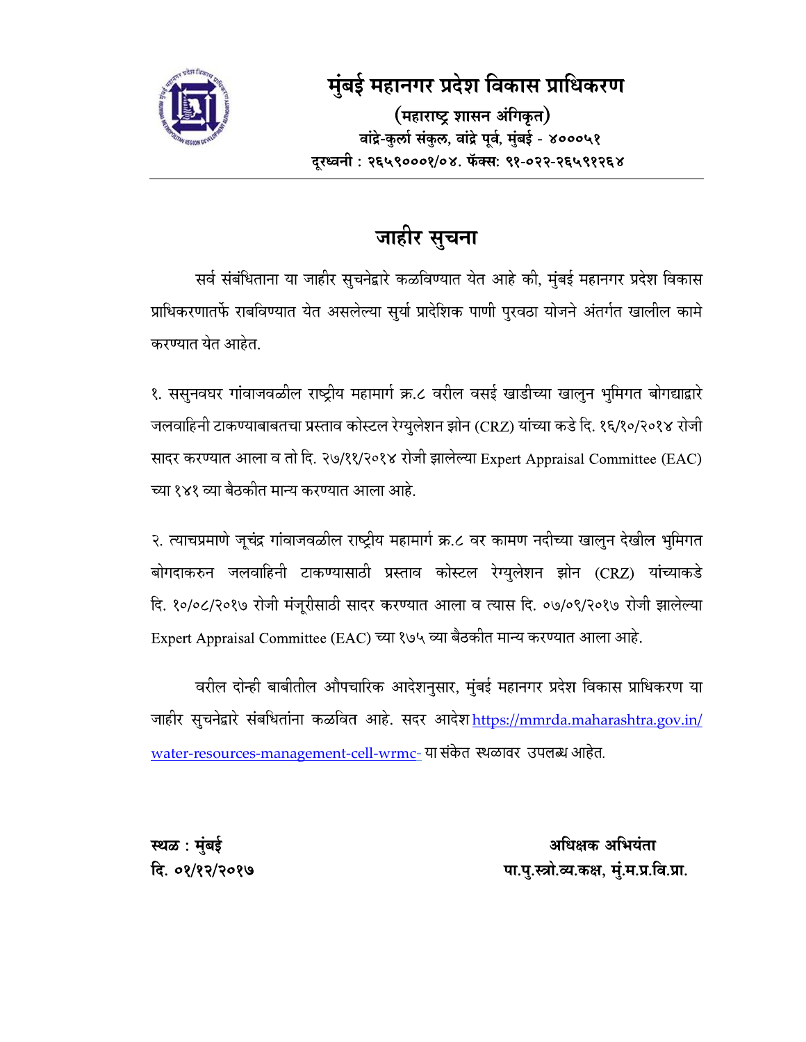# मुंबई महानगर प्रदेश विकास प्राधिकरण

**(महाराष्ट्र शासन अंगिकृत)**
**वांद्रे-कुर्ला संकुल, वांद्रे पूर्व, मुंबई - ४०००५१**
**दूरध्वनी : २६५९०००१/०४. फॅक्स: ९१-०२२-२६५९१२६४**

---

## जाहीर सुचना

सर्व संबंधिताना या जाहीर सुचनेद्वारे कळविण्यात येत आहे की, मुंबई महानगर प्रदेश विकास प्राधिकरणातर्फे राबविण्यात येत असलेल्या सुर्या प्रादेशिक पाणी पुरवठा योजने अंतर्गत खालील कामे करण्यात येत आहेत.

१. ससुनवघर गांवाजवळील राष्ट्रीय महामार्ग क्र.८ वरील वसई खाडीच्या खालुन भुमिगत बोगद्याद्वारे जलवाहिनी टाकण्याबाबतचा प्रस्ताव कोस्टल रेग्युलेशन झोन (CRZ) यांच्या कडे दि. १६/१०/२०१४ रोजी सादर करण्यात आला व तो दि. २७/११/२०१४ रोजी झालेल्या Expert Appraisal Committee (EAC) च्या १४१ व्या बैठकीत मान्य करण्यात आला आहे.

२. त्याचप्रमाणे जूचंद्र गांवाजवळील राष्ट्रीय महामार्ग क्र.८ वर कामण नदीच्या खालुन देखील भुमिगत बोगदाकरुन जलवाहिनी टाकण्यासाठी प्रस्ताव कोस्टल रेग्युलेशन झोन (CRZ) यांच्याकडे दि. १०/०८/२०१७ रोजी मंजूरीसाठी सादर करण्यात आला व त्यास दि. ०७/०९/२०१७ रोजी झालेल्या Expert Appraisal Committee (EAC) च्या १७५ व्या बैठकीत मान्य करण्यात आला आहे.

वरील दोन्ही बाबीतील औपचारिक आदेशनुसार, मुंबई महानगर प्रदेश विकास प्राधिकरण या जाहीर सुचनेद्वारे संबधितांना कळवित आहे. सदर आदेश https://mmrda.maharashtra.gov.in/water-resources-management-cell-wrmc- या संकेत स्थळावर उपलब्ध आहेत.

**स्थळ : मुंबई**
**दि. ०१/१२/२०१७**

**अधिक्षक अभियंता**
**पा.पु.स्त्रो.व्य.कक्ष, मुं.म.प्र.वि.प्रा.**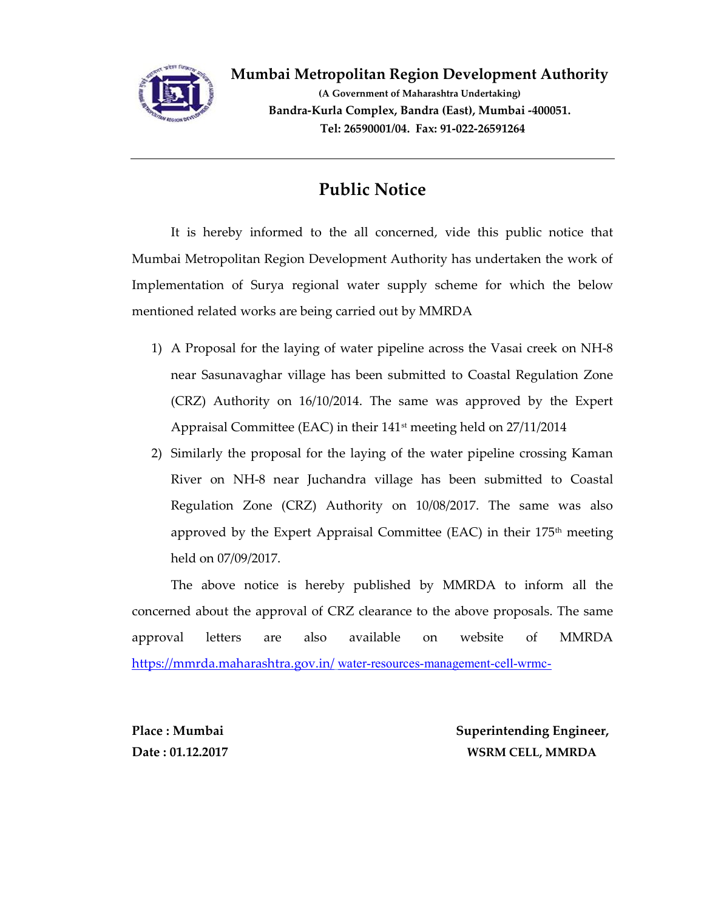**Mumbai Metropolitan Region Development Authority**

**(A Government of Maharashtra Undertaking)**

**Bandra-Kurla Complex, Bandra (East), Mumbai -400051.**

**Tel: 26590001/04. Fax: 91-022-26591264**

---

# Public Notice

It is hereby informed to the all concerned, vide this public notice that Mumbai Metropolitan Region Development Authority has undertaken the work of Implementation of Surya regional water supply scheme for which the below mentioned related works are being carried out by MMRDA

1) A Proposal for the laying of water pipeline across the Vasai creek on NH-8 near Sasunavaghar village has been submitted to Coastal Regulation Zone (CRZ) Authority on 16/10/2014. The same was approved by the Expert Appraisal Committee (EAC) in their 141st meeting held on 27/11/2014
2) Similarly the proposal for the laying of the water pipeline crossing Kaman River on NH-8 near Juchandra village has been submitted to Coastal Regulation Zone (CRZ) Authority on 10/08/2017. The same was also approved by the Expert Appraisal Committee (EAC) in their 175th meeting held on 07/09/2017.

The above notice is hereby published by MMRDA to inform all the concerned about the approval of CRZ clearance to the above proposals. The same approval letters are also available on website of MMRDA https://mmrda.maharashtra.gov.in/ water-resources-management-cell-wrmc-

**Place : Mumbai**

**Date : 01.12.2017**

**Superintending Engineer,**

**WSRM CELL, MMRDA**